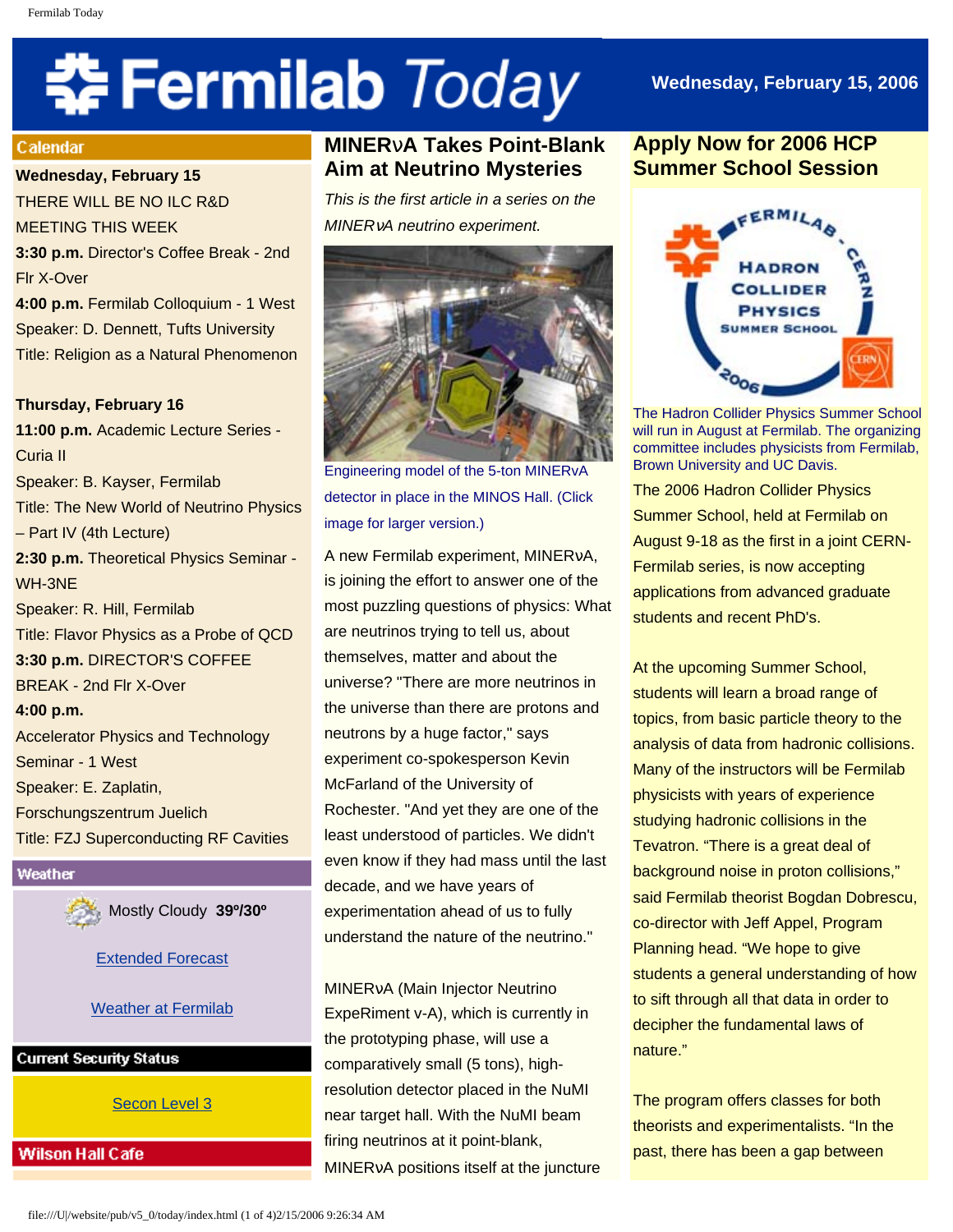# Fermilab Today

Wednesday, February 15, 2006

## Calendar

**Wednesday, February 15**
THERE WILL BE NO ILC R&D MEETING THIS WEEK
**3:30 p.m.** Director's Coffee Break - 2nd Flr X-Over
**4:00 p.m.** Fermilab Colloquium - 1 West
Speaker: D. Dennett, Tufts University
Title: Religion as a Natural Phenomenon

**Thursday, February 16**
**11:00 p.m.** Academic Lecture Series - Curia II
Speaker: B. Kayser, Fermilab
Title: The New World of Neutrino Physics – Part IV (4th Lecture)
**2:30 p.m.** Theoretical Physics Seminar - WH-3NE
Speaker: R. Hill, Fermilab
Title: Flavor Physics as a Probe of QCD
**3:30 p.m.** DIRECTOR'S COFFEE BREAK - 2nd Flr X-Over
**4:00 p.m.**
Accelerator Physics and Technology Seminar - 1 West
Speaker: E. Zaplatin, Forschungszentrum Juelich
Title: FZJ Superconducting RF Cavities

## Weather

Mostly Cloudy **39º/30º**

Extended Forecast

Weather at Fermilab

## Current Security Status

Secon Level 3

## Wilson Hall Cafe

## MINERνA Takes Point-Blank Aim at Neutrino Mysteries

*This is the first article in a series on the MINERνA neutrino experiment.*

Engineering model of the 5-ton MINERvA detector in place in the MINOS Hall. (Click image for larger version.)

A new Fermilab experiment, MINERνA, is joining the effort to answer one of the most puzzling questions of physics: What are neutrinos trying to tell us, about themselves, matter and about the universe? "There are more neutrinos in the universe than there are protons and neutrons by a huge factor," says experiment co-spokesperson Kevin McFarland of the University of Rochester. "And yet they are one of the least understood of particles. We didn't even know if they had mass until the last decade, and we have years of experimentation ahead of us to fully understand the nature of the neutrino."

MINERνA (Main Injector Neutrino ExpeRiment ν-A), which is currently in the prototyping phase, will use a comparatively small (5 tons), high-resolution detector placed in the NuMI near target hall. With the NuMI beam firing neutrinos at it point-blank, MINERνA positions itself at the juncture

## Apply Now for 2006 HCP Summer School Session

The Hadron Collider Physics Summer School will run in August at Fermilab. The organizing committee includes physicists from Fermilab, Brown University and UC Davis.

The 2006 Hadron Collider Physics Summer School, held at Fermilab on August 9-18 as the first in a joint CERN-Fermilab series, is now accepting applications from advanced graduate students and recent PhD's.

At the upcoming Summer School, students will learn a broad range of topics, from basic particle theory to the analysis of data from hadronic collisions. Many of the instructors will be Fermilab physicists with years of experience studying hadronic collisions in the Tevatron. "There is a great deal of background noise in proton collisions," said Fermilab theorist Bogdan Dobrescu, co-director with Jeff Appel, Program Planning head. "We hope to give students a general understanding of how to sift through all that data in order to decipher the fundamental laws of nature."

The program offers classes for both theorists and experimentalists. "In the past, there has been a gap between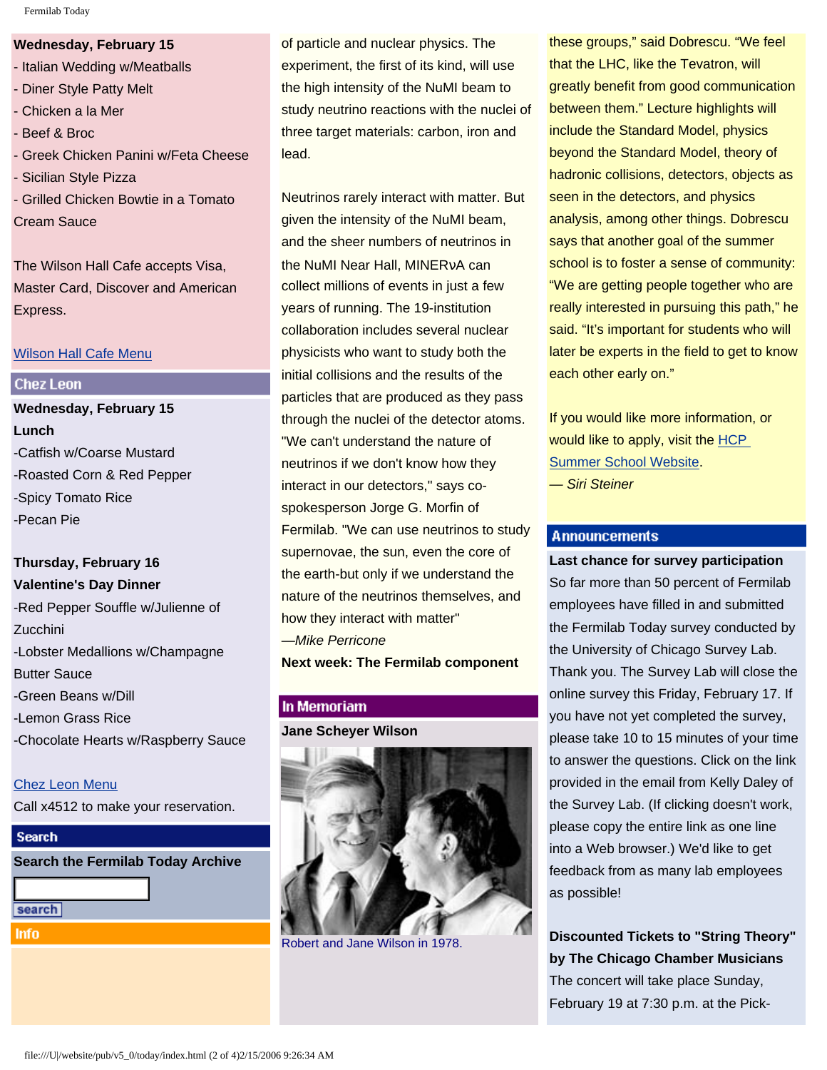**Wednesday, February 15**
- Italian Wedding w/Meatballs
- Diner Style Patty Melt
- Chicken a la Mer
- Beef & Broc
- Greek Chicken Panini w/Feta Cheese
- Sicilian Style Pizza
- Grilled Chicken Bowtie in a Tomato Cream Sauce

The Wilson Hall Cafe accepts Visa, Master Card, Discover and American Express.

Wilson Hall Cafe Menu

## Chez Leon

**Wednesday, February 15**
**Lunch**
-Catfish w/Coarse Mustard
-Roasted Corn & Red Pepper
-Spicy Tomato Rice
-Pecan Pie

**Thursday, February 16**
**Valentine's Day Dinner**
-Red Pepper Souffle w/Julienne of Zucchini
-Lobster Medallions w/Champagne Butter Sauce
-Green Beans w/Dill
-Lemon Grass Rice
-Chocolate Hearts w/Raspberry Sauce

Chez Leon Menu
Call x4512 to make your reservation.

## Search

**Search the Fermilab Today Archive**

search

## Info

of particle and nuclear physics. The experiment, the first of its kind, will use the high intensity of the NuMI beam to study neutrino reactions with the nuclei of three target materials: carbon, iron and lead.

Neutrinos rarely interact with matter. But given the intensity of the NuMI beam, and the sheer numbers of neutrinos in the NuMI Near Hall, MINERνA can collect millions of events in just a few years of running. The 19-institution collaboration includes several nuclear physicists who want to study both the initial collisions and the results of the particles that are produced as they pass through the nuclei of the detector atoms. "We can't understand the nature of neutrinos if we don't know how they interact in our detectors," says co-spokesperson Jorge G. Morfin of Fermilab. "We can use neutrinos to study supernovae, the sun, even the core of the earth-but only if we understand the nature of the neutrinos themselves, and how they interact with matter"
*—Mike Perricone*
**Next week: The Fermilab component**

## In Memoriam

**Jane Scheyer Wilson**

Robert and Jane Wilson in 1978.

these groups," said Dobrescu. "We feel that the LHC, like the Tevatron, will greatly benefit from good communication between them." Lecture highlights will include the Standard Model, physics beyond the Standard Model, theory of hadronic collisions, detectors, objects as seen in the detectors, and physics analysis, among other things. Dobrescu says that another goal of the summer school is to foster a sense of community: "We are getting people together who are really interested in pursuing this path," he said. "It's important for students who will later be experts in the field to get to know each other early on."

If you would like more information, or would like to apply, visit the HCP Summer School Website.
*— Siri Steiner*

## Announcements

**Last chance for survey participation**
So far more than 50 percent of Fermilab employees have filled in and submitted the Fermilab Today survey conducted by the University of Chicago Survey Lab. Thank you. The Survey Lab will close the online survey this Friday, February 17. If you have not yet completed the survey, please take 10 to 15 minutes of your time to answer the questions. Click on the link provided in the email from Kelly Daley of the Survey Lab. (If clicking doesn't work, please copy the entire link as one line into a Web browser.) We'd like to get feedback from as many lab employees as possible!

**Discounted Tickets to "String Theory" by The Chicago Chamber Musicians**
The concert will take place Sunday, February 19 at 7:30 p.m. at the Pick-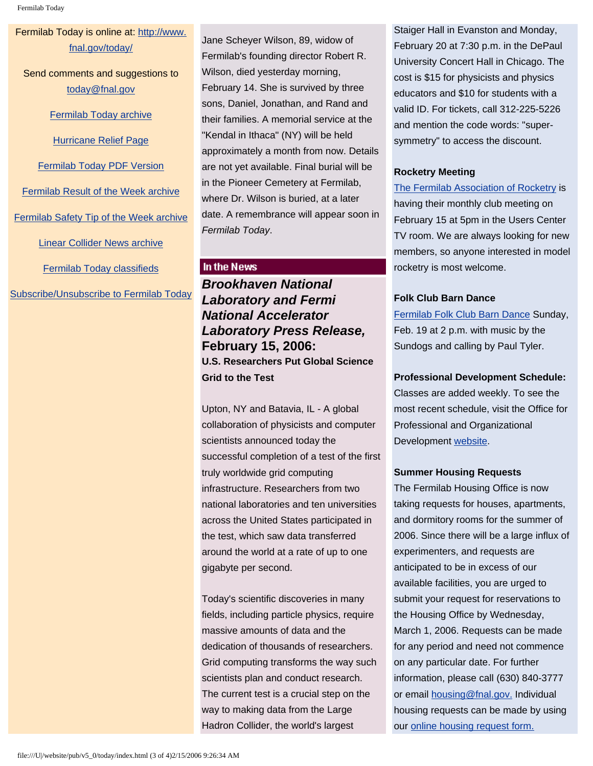Fermilab Today is online at: http://www.fnal.gov/today/

Send comments and suggestions to today@fnal.gov

Fermilab Today archive

Hurricane Relief Page

Fermilab Today PDF Version

Fermilab Result of the Week archive

Fermilab Safety Tip of the Week archive

Linear Collider News archive

Fermilab Today classifieds

Subscribe/Unsubscribe to Fermilab Today

Jane Scheyer Wilson, 89, widow of Fermilab's founding director Robert R. Wilson, died yesterday morning, February 14. She is survived by three sons, Daniel, Jonathan, and Rand and their families. A memorial service at the "Kendal in Ithaca" (NY) will be held approximately a month from now. Details are not yet available. Final burial will be in the Pioneer Cemetery at Fermilab, where Dr. Wilson is buried, at a later date. A remembrance will appear soon in *Fermilab Today*.

## In the News

### *Brookhaven National Laboratory and Fermi National Accelerator Laboratory Press Release,* February 15, 2006:

**U.S. Researchers Put Global Science Grid to the Test**

Upton, NY and Batavia, IL - A global collaboration of physicists and computer scientists announced today the successful completion of a test of the first truly worldwide grid computing infrastructure. Researchers from two national laboratories and ten universities across the United States participated in the test, which saw data transferred around the world at a rate of up to one gigabyte per second.

Today's scientific discoveries in many fields, including particle physics, require massive amounts of data and the dedication of thousands of researchers. Grid computing transforms the way such scientists plan and conduct research. The current test is a crucial step on the way to making data from the Large Hadron Collider, the world's largest

Staiger Hall in Evanston and Monday, February 20 at 7:30 p.m. in the DePaul University Concert Hall in Chicago. The cost is $15 for physicists and physics educators and $10 for students with a valid ID. For tickets, call 312-225-5226 and mention the code words: "super-symmetry" to access the discount.

**Rocketry Meeting**

The Fermilab Association of Rocketry is having their monthly club meeting on February 15 at 5pm in the Users Center TV room. We are always looking for new members, so anyone interested in model rocketry is most welcome.

**Folk Club Barn Dance**

Fermilab Folk Club Barn Dance Sunday, Feb. 19 at 2 p.m. with music by the Sundogs and calling by Paul Tyler.

**Professional Development Schedule:**

Classes are added weekly. To see the most recent schedule, visit the Office for Professional and Organizational Development website.

**Summer Housing Requests**

The Fermilab Housing Office is now taking requests for houses, apartments, and dormitory rooms for the summer of 2006. Since there will be a large influx of experimenters, and requests are anticipated to be in excess of our available facilities, you are urged to submit your request for reservations to the Housing Office by Wednesday, March 1, 2006. Requests can be made for any period and need not commence on any particular date. For further information, please call (630) 840-3777 or email housing@fnal.gov. Individual housing requests can be made by using our online housing request form.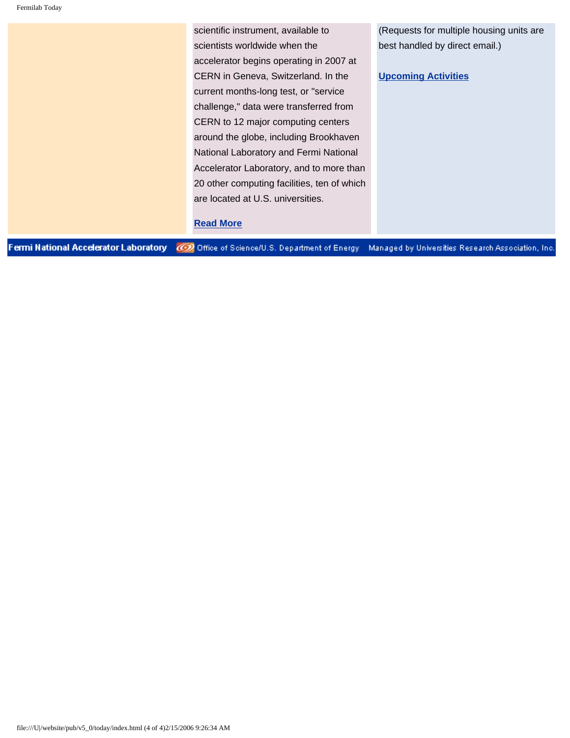scientific instrument, available to scientists worldwide when the accelerator begins operating in 2007 at CERN in Geneva, Switzerland. In the current months-long test, or "service challenge," data were transferred from CERN to 12 major computing centers around the globe, including Brookhaven National Laboratory and Fermi National Accelerator Laboratory, and to more than 20 other computing facilities, ten of which are located at U.S. universities.

**Read More**

(Requests for multiple housing units are best handled by direct email.)

**Upcoming Activities**

Fermi National Accelerator Laboratory | Office of Science/U.S. Department of Energy | Managed by Universities Research Association, Inc.